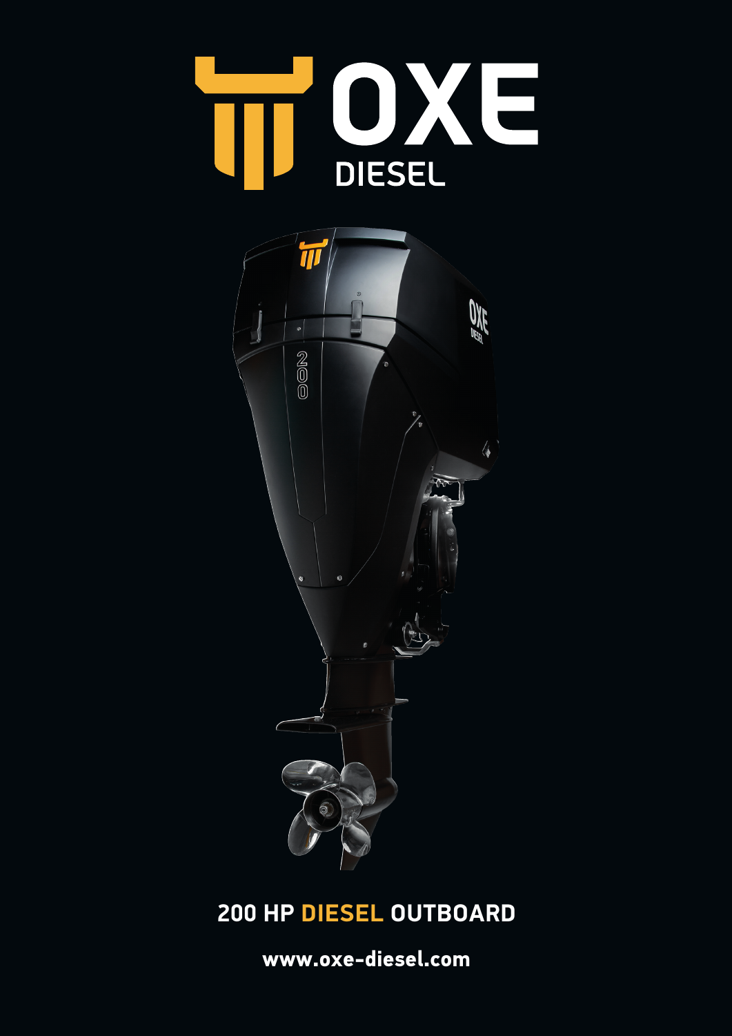# OXE DIESEL

## 200 HP DIESEL OUTBOARD

**www.oxe-diesel.com**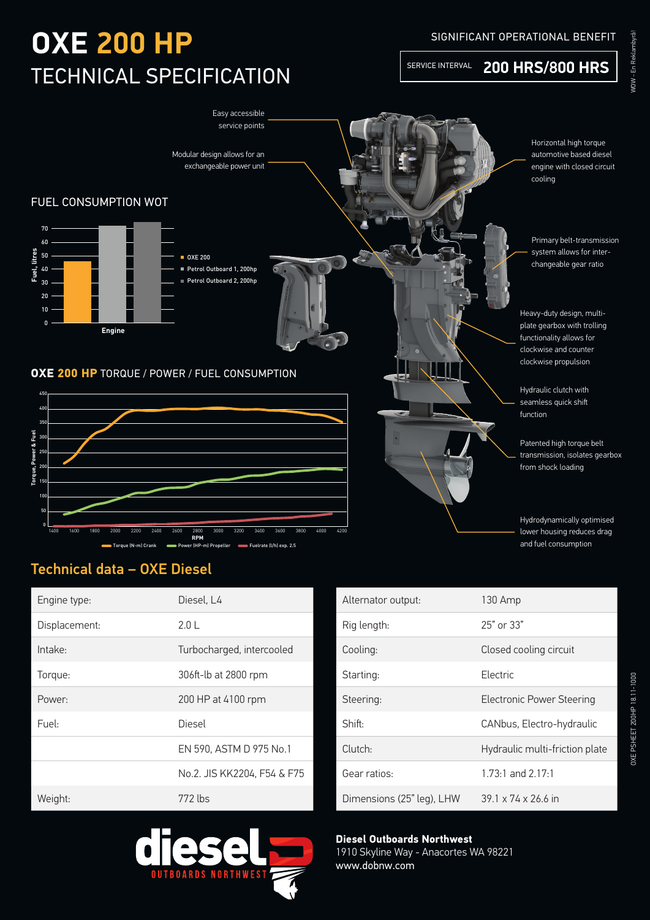# OXE 200 HP
## TECHNICAL SPECIFICATION

SIGNIFICANT OPERATIONAL BENEFIT

SERVICE INTERVAL **200 HRS/800 HRS**

Easy accessible service points

Modular design allows for an exchangeable power unit

Horizontal high torque automotive based diesel engine with closed circuit cooling

Primary belt-transmission system allows for inter-changeable gear ratio

Heavy-duty design, multi-plate gearbox with trolling functionality allows for clockwise and counter clockwise propulsion

Hydraulic clutch with seamless quick shift function

Patented high torque belt transmission, isolates gearbox from shock loading

Hydrodynamically optimised lower housing reduces drag and fuel consumption

### FUEL CONSUMPTION WOT

Fuel, litres

0
10
20
30
40
50
60
70

Engine

OXE 200
Petrol Outboard 1, 200hp
Petrol Outboard 2, 200hp

### OXE 200 HP TORQUE / POWER / FUEL CONSUMPTION

Torque, Power & Fuel

0
50
100
150
200
250
300
350
400
450

1400 1600 1800 2000 2200 2400 2600 2800 3000 3200 3400 3600 3800 4000 4200

RPM

Torque (N-m) Crank
Power (HP-m) Propeller
Fuelrate (l/h) exp. 2.5

## Technical data – OXE Diesel

| | |
|---|---|
| Engine type: | Diesel, L4 |
| Displacement: | 2.0 L |
| Intake: | Turbocharged, intercooled |
| Torque: | 306ft-lb at 2800 rpm |
| Power: | 200 HP at 4100 rpm |
| Fuel: | Diesel |
| | EN 590, ASTM D 975 No.1 |
| | No.2. JIS KK2204, F54 & F75 |
| Weight: | 772 lbs |

| | |
|---|---|
| Alternator output: | 130 Amp |
| Rig length: | 25” or 33” |
| Cooling: | Closed cooling circuit |
| Starting: | Electric |
| Steering: | Electronic Power Steering |
| Shift: | CANbus, Electro-hydraulic |
| Clutch: | Hydraulic multi-friction plate |
| Gear ratios: | 1.73:1 and 2.17:1 |
| Dimensions (25” leg), LHW | 39.1 x 74 x 26.6 in |

diesel OUTBOARDS NORTHWEST

**Diesel Outboards Northwest**
1910 Skyline Way - Anacortes WA 98221
www.dobnw.com